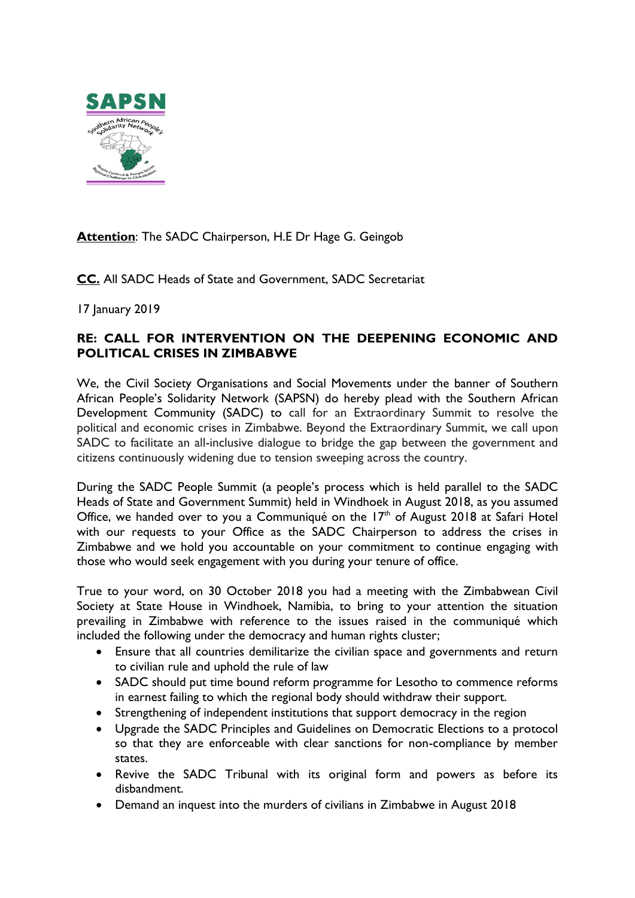**Attention**: The SADC Chairperson, H.E Dr Hage G. Geingob

**CC.** All SADC Heads of State and Government, SADC Secretariat

17 January 2019

## RE: CALL FOR INTERVENTION ON THE DEEPENING ECONOMIC AND POLITICAL CRISES IN ZIMBABWE

We, the Civil Society Organisations and Social Movements under the banner of Southern African People's Solidarity Network (SAPSN) do hereby plead with the Southern African Development Community (SADC) to call for an Extraordinary Summit to resolve the political and economic crises in Zimbabwe. Beyond the Extraordinary Summit, we call upon SADC to facilitate an all-inclusive dialogue to bridge the gap between the government and citizens continuously widening due to tension sweeping across the country.

During the SADC People Summit (a people's process which is held parallel to the SADC Heads of State and Government Summit) held in Windhoek in August 2018, as you assumed Office, we handed over to you a Communiqué on the 17th of August 2018 at Safari Hotel with our requests to your Office as the SADC Chairperson to address the crises in Zimbabwe and we hold you accountable on your commitment to continue engaging with those who would seek engagement with you during your tenure of office.

True to your word, on 30 October 2018 you had a meeting with the Zimbabwean Civil Society at State House in Windhoek, Namibia, to bring to your attention the situation prevailing in Zimbabwe with reference to the issues raised in the communiqué which included the following under the democracy and human rights cluster;

- Ensure that all countries demilitarize the civilian space and governments and return to civilian rule and uphold the rule of law
- SADC should put time bound reform programme for Lesotho to commence reforms in earnest failing to which the regional body should withdraw their support.
- Strengthening of independent institutions that support democracy in the region
- Upgrade the SADC Principles and Guidelines on Democratic Elections to a protocol so that they are enforceable with clear sanctions for non-compliance by member states.
- Revive the SADC Tribunal with its original form and powers as before its disbandment.
- Demand an inquest into the murders of civilians in Zimbabwe in August 2018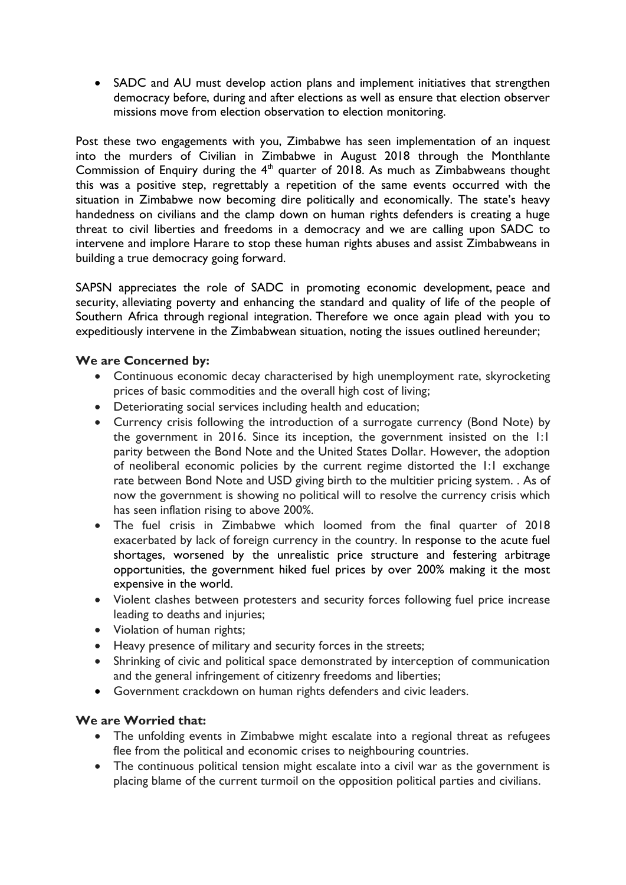- SADC and AU must develop action plans and implement initiatives that strengthen democracy before, during and after elections as well as ensure that election observer missions move from election observation to election monitoring.

Post these two engagements with you, Zimbabwe has seen implementation of an inquest into the murders of Civilian in Zimbabwe in August 2018 through the Monthlante Commission of Enquiry during the 4th quarter of 2018. As much as Zimbabweans thought this was a positive step, regrettably a repetition of the same events occurred with the situation in Zimbabwe now becoming dire politically and economically. The state's heavy handedness on civilians and the clamp down on human rights defenders is creating a huge threat to civil liberties and freedoms in a democracy and we are calling upon SADC to intervene and implore Harare to stop these human rights abuses and assist Zimbabweans in building a true democracy going forward.

SAPSN appreciates the role of SADC in promoting economic development, peace and security, alleviating poverty and enhancing the standard and quality of life of the people of Southern Africa through regional integration. Therefore we once again plead with you to expeditiously intervene in the Zimbabwean situation, noting the issues outlined hereunder;

**We are Concerned by:**

- Continuous economic decay characterised by high unemployment rate, skyrocketing prices of basic commodities and the overall high cost of living;
- Deteriorating social services including health and education;
- Currency crisis following the introduction of a surrogate currency (Bond Note) by the government in 2016. Since its inception, the government insisted on the 1:1 parity between the Bond Note and the United States Dollar. However, the adoption of neoliberal economic policies by the current regime distorted the 1:1 exchange rate between Bond Note and USD giving birth to the multitier pricing system. . As of now the government is showing no political will to resolve the currency crisis which has seen inflation rising to above 200%.
- The fuel crisis in Zimbabwe which loomed from the final quarter of 2018 exacerbated by lack of foreign currency in the country. In response to the acute fuel shortages, worsened by the unrealistic price structure and festering arbitrage opportunities, the government hiked fuel prices by over 200% making it the most expensive in the world.
- Violent clashes between protesters and security forces following fuel price increase leading to deaths and injuries;
- Violation of human rights;
- Heavy presence of military and security forces in the streets;
- Shrinking of civic and political space demonstrated by interception of communication and the general infringement of citizenry freedoms and liberties;
- Government crackdown on human rights defenders and civic leaders.

**We are Worried that:**

- The unfolding events in Zimbabwe might escalate into a regional threat as refugees flee from the political and economic crises to neighbouring countries.
- The continuous political tension might escalate into a civil war as the government is placing blame of the current turmoil on the opposition political parties and civilians.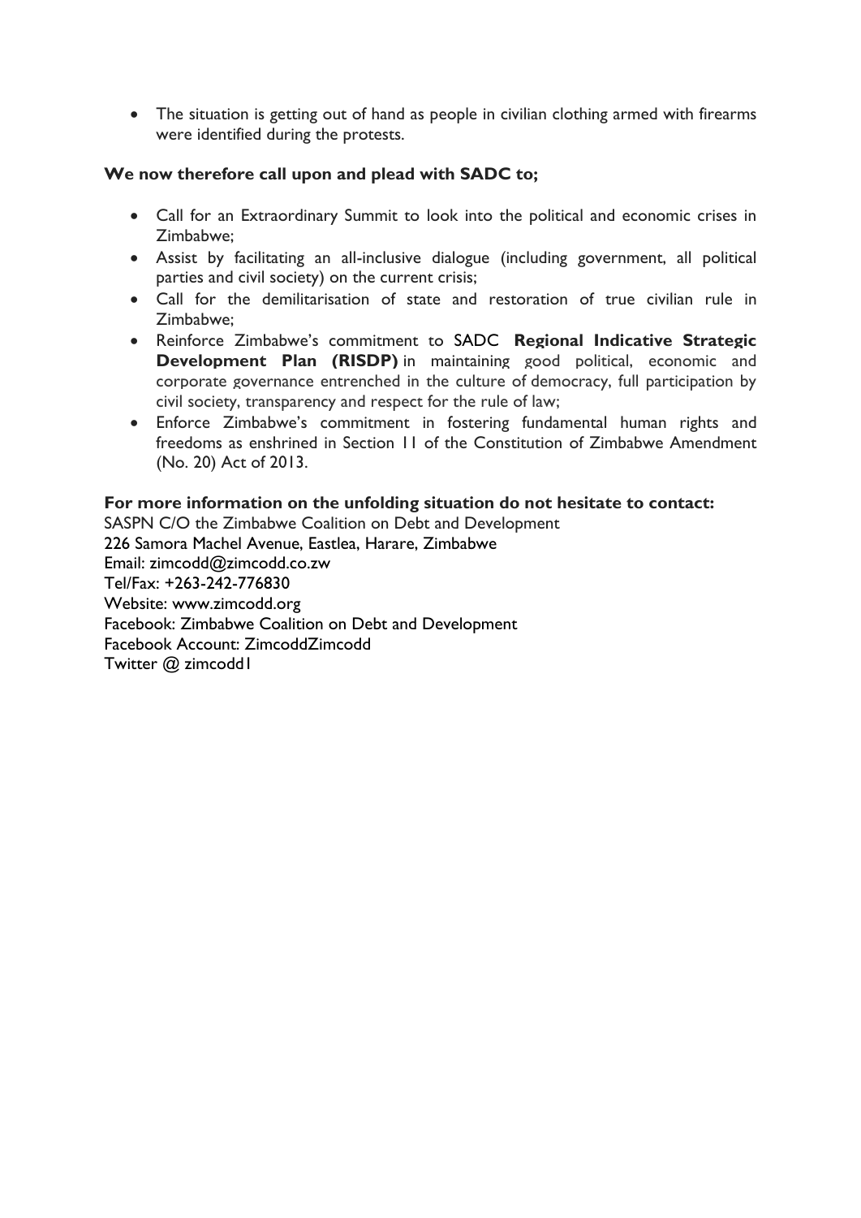- The situation is getting out of hand as people in civilian clothing armed with firearms were identified during the protests.

**We now therefore call upon and plead with SADC to;**

- Call for an Extraordinary Summit to look into the political and economic crises in Zimbabwe;
- Assist by facilitating an all-inclusive dialogue (including government, all political parties and civil society) on the current crisis;
- Call for the demilitarisation of state and restoration of true civilian rule in Zimbabwe;
- Reinforce Zimbabwe's commitment to SADC **Regional Indicative Strategic Development Plan (RISDP)** in maintaining good political, economic and corporate governance entrenched in the culture of democracy, full participation by civil society, transparency and respect for the rule of law;
- Enforce Zimbabwe's commitment in fostering fundamental human rights and freedoms as enshrined in Section 11 of the Constitution of Zimbabwe Amendment (No. 20) Act of 2013.

**For more information on the unfolding situation do not hesitate to contact:**
SASPN C/O the Zimbabwe Coalition on Debt and Development
226 Samora Machel Avenue, Eastlea, Harare, Zimbabwe
Email: zimcodd@zimcodd.co.zw
Tel/Fax: +263-242-776830
Website: www.zimcodd.org
Facebook: Zimbabwe Coalition on Debt and Development
Facebook Account: ZimcoddZimcodd
Twitter @ zimcodd1